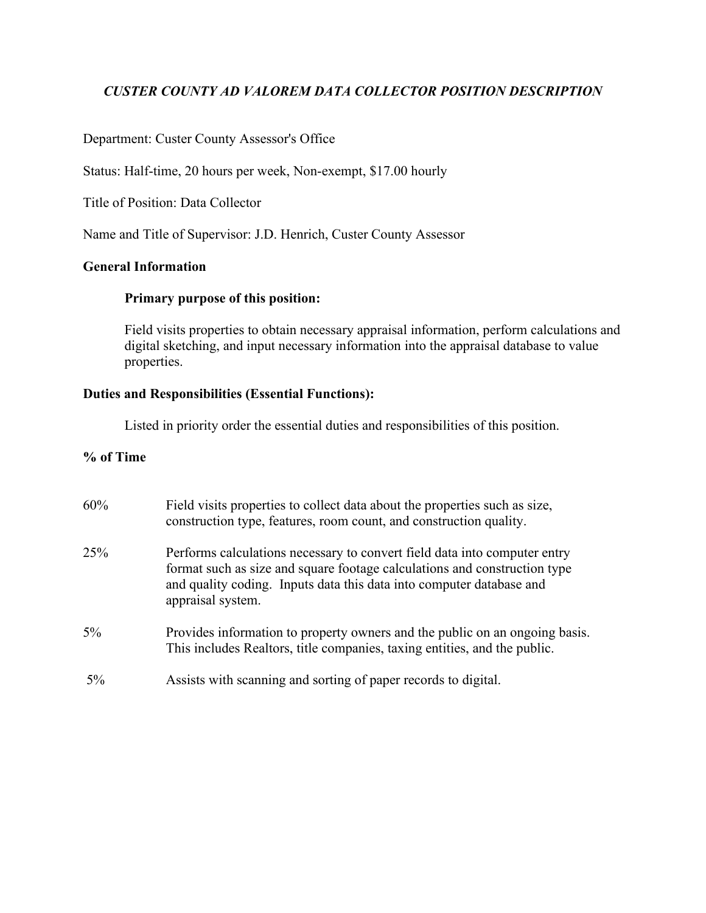***CUSTER COUNTY AD VALOREM DATA COLLECTOR POSITION DESCRIPTION***

Department: Custer County Assessor's Office

Status: Half-time, 20 hours per week, Non-exempt, $17.00 hourly

Title of Position: Data Collector

Name and Title of Supervisor: J.D. Henrich, Custer County Assessor

**General Information**

**Primary purpose of this position:**

Field visits properties to obtain necessary appraisal information, perform calculations and digital sketching, and input necessary information into the appraisal database to value properties.

**Duties and Responsibilities (Essential Functions):**

Listed in priority order the essential duties and responsibilities of this position.

| **% of Time** | |
|---|---|
| 60% | Field visits properties to collect data about the properties such as size, construction type, features, room count, and construction quality. |
| 25% | Performs calculations necessary to convert field data into computer entry format such as size and square footage calculations and construction type and quality coding. Inputs data this data into computer database and appraisal system. |
| 5% | Provides information to property owners and the public on an ongoing basis. This includes Realtors, title companies, taxing entities, and the public. |
| 5% | Assists with scanning and sorting of paper records to digital. |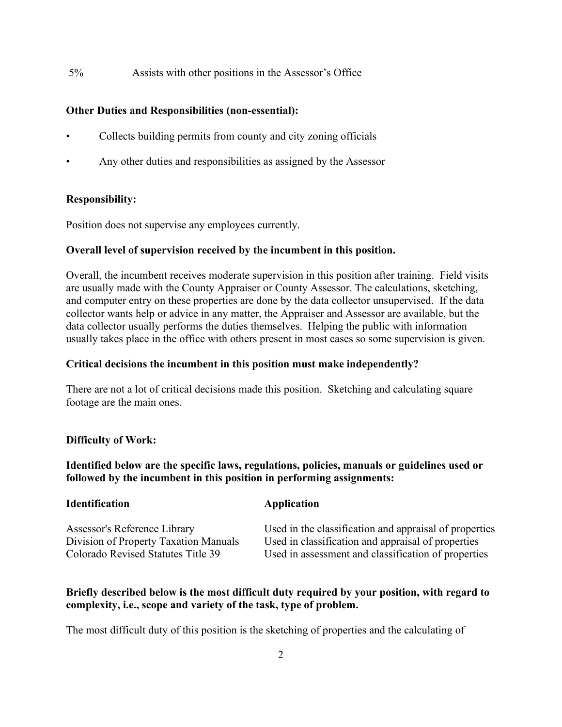5% Assists with other positions in the Assessor's Office

**Other Duties and Responsibilities (non-essential):**

- Collects building permits from county and city zoning officials
- Any other duties and responsibilities as assigned by the Assessor

**Responsibility:**

Position does not supervise any employees currently.

**Overall level of supervision received by the incumbent in this position.**

Overall, the incumbent receives moderate supervision in this position after training. Field visits are usually made with the County Appraiser or County Assessor. The calculations, sketching, and computer entry on these properties are done by the data collector unsupervised. If the data collector wants help or advice in any matter, the Appraiser and Assessor are available, but the data collector usually performs the duties themselves. Helping the public with information usually takes place in the office with others present in most cases so some supervision is given.

**Critical decisions the incumbent in this position must make independently?**

There are not a lot of critical decisions made this position. Sketching and calculating square footage are the main ones.

**Difficulty of Work:**

**Identified below are the specific laws, regulations, policies, manuals or guidelines used or followed by the incumbent in this position in performing assignments:**

| Identification | Application |
|---|---|
| Assessor's Reference Library | Used in the classification and appraisal of properties |
| Division of Property Taxation Manuals | Used in classification and appraisal of properties |
| Colorado Revised Statutes Title 39 | Used in assessment and classification of properties |

**Briefly described below is the most difficult duty required by your position, with regard to complexity, i.e., scope and variety of the task, type of problem.**

The most difficult duty of this position is the sketching of properties and the calculating of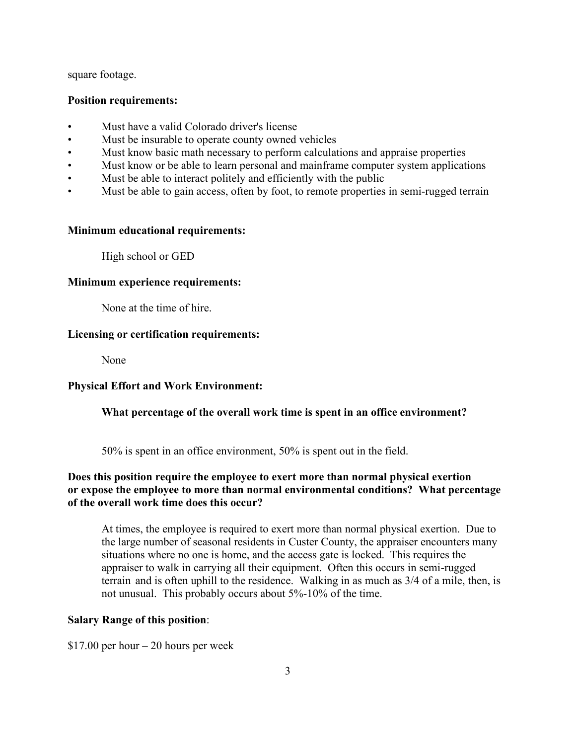square footage.

**Position requirements:**

- Must have a valid Colorado driver's license
- Must be insurable to operate county owned vehicles
- Must know basic math necessary to perform calculations and appraise properties
- Must know or be able to learn personal and mainframe computer system applications
- Must be able to interact politely and efficiently with the public
- Must be able to gain access, often by foot, to remote properties in semi-rugged terrain

**Minimum educational requirements:**

High school or GED

**Minimum experience requirements:**

None at the time of hire.

**Licensing or certification requirements:**

None

**Physical Effort and Work Environment:**

**What percentage of the overall work time is spent in an office environment?**

50% is spent in an office environment, 50% is spent out in the field.

**Does this position require the employee to exert more than normal physical exertion or expose the employee to more than normal environmental conditions? What percentage of the overall work time does this occur?**

At times, the employee is required to exert more than normal physical exertion. Due to the large number of seasonal residents in Custer County, the appraiser encounters many situations where no one is home, and the access gate is locked. This requires the appraiser to walk in carrying all their equipment. Often this occurs in semi-rugged terrain and is often uphill to the residence. Walking in as much as 3/4 of a mile, then, is not unusual. This probably occurs about 5%-10% of the time.

**Salary Range of this position**:

$17.00 per hour – 20 hours per week